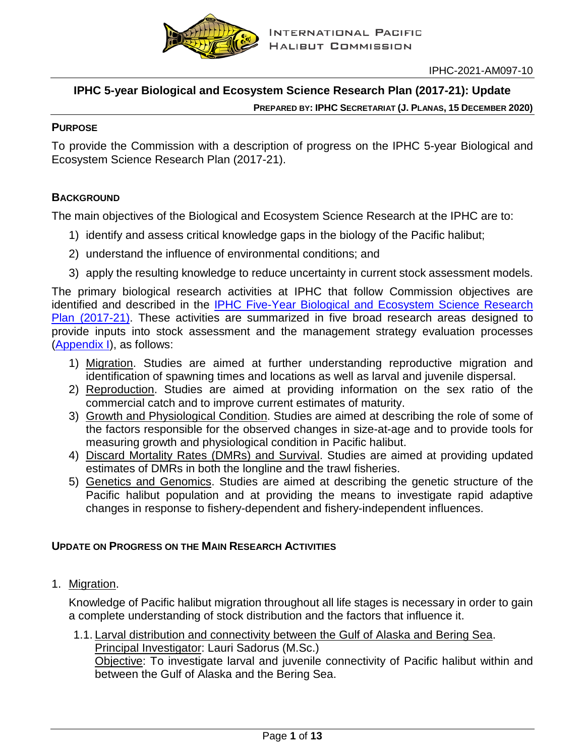INTERNATIONAL PACIFIC HALIBUT COMMISSION

IPHC-2021-AM097-10

# IPHC 5-year Biological and Ecosystem Science Research Plan (2017-21): Update

**PREPARED BY: IPHC SECRETARIAT (J. PLANAS, 15 DECEMBER 2020)**

## PURPOSE

To provide the Commission with a description of progress on the IPHC 5-year Biological and Ecosystem Science Research Plan (2017-21).

## BACKGROUND

The main objectives of the Biological and Ecosystem Science Research at the IPHC are to:

1) identify and assess critical knowledge gaps in the biology of the Pacific halibut;
2) understand the influence of environmental conditions; and
3) apply the resulting knowledge to reduce uncertainty in current stock assessment models.

The primary biological research activities at IPHC that follow Commission objectives are identified and described in the IPHC Five-Year Biological and Ecosystem Science Research Plan (2017-21). These activities are summarized in five broad research areas designed to provide inputs into stock assessment and the management strategy evaluation processes (Appendix I), as follows:

1) Migration. Studies are aimed at further understanding reproductive migration and identification of spawning times and locations as well as larval and juvenile dispersal.
2) Reproduction. Studies are aimed at providing information on the sex ratio of the commercial catch and to improve current estimates of maturity.
3) Growth and Physiological Condition. Studies are aimed at describing the role of some of the factors responsible for the observed changes in size-at-age and to provide tools for measuring growth and physiological condition in Pacific halibut.
4) Discard Mortality Rates (DMRs) and Survival. Studies are aimed at providing updated estimates of DMRs in both the longline and the trawl fisheries.
5) Genetics and Genomics. Studies are aimed at describing the genetic structure of the Pacific halibut population and at providing the means to investigate rapid adaptive changes in response to fishery-dependent and fishery-independent influences.

## UPDATE ON PROGRESS ON THE MAIN RESEARCH ACTIVITIES

1. Migration.

   Knowledge of Pacific halibut migration throughout all life stages is necessary in order to gain a complete understanding of stock distribution and the factors that influence it.

   1.1. Larval distribution and connectivity between the Gulf of Alaska and Bering Sea.
   Principal Investigator: Lauri Sadorus (M.Sc.)
   Objective: To investigate larval and juvenile connectivity of Pacific halibut within and between the Gulf of Alaska and the Bering Sea.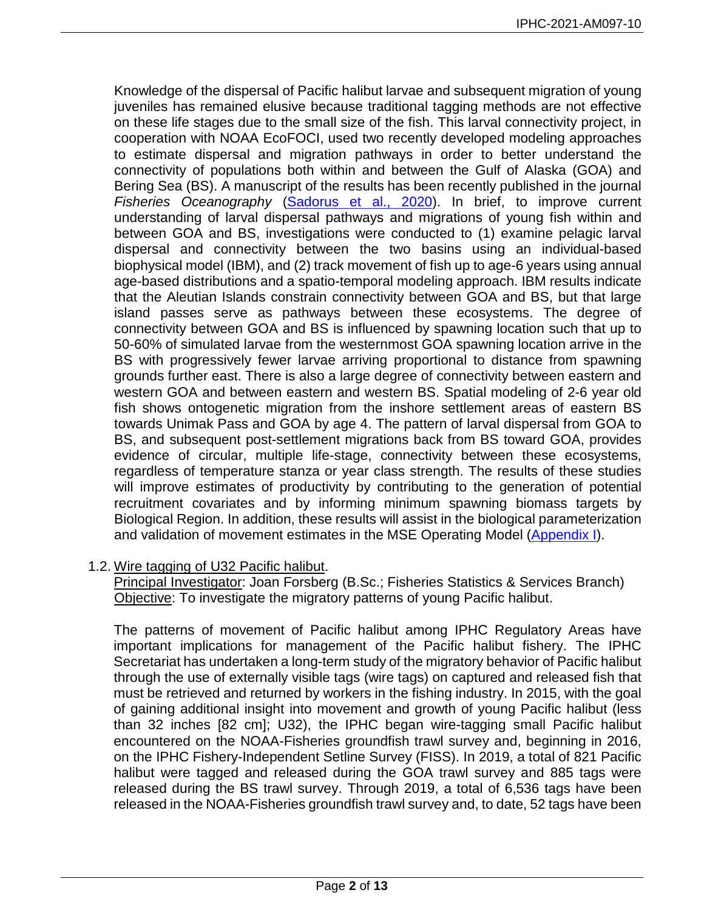Knowledge of the dispersal of Pacific halibut larvae and subsequent migration of young juveniles has remained elusive because traditional tagging methods are not effective on these life stages due to the small size of the fish. This larval connectivity project, in cooperation with NOAA EcoFOCI, used two recently developed modeling approaches to estimate dispersal and migration pathways in order to better understand the connectivity of populations both within and between the Gulf of Alaska (GOA) and Bering Sea (BS). A manuscript of the results has been recently published in the journal *Fisheries Oceanography* (Sadorus et al., 2020). In brief, to improve current understanding of larval dispersal pathways and migrations of young fish within and between GOA and BS, investigations were conducted to (1) examine pelagic larval dispersal and connectivity between the two basins using an individual-based biophysical model (IBM), and (2) track movement of fish up to age-6 years using annual age-based distributions and a spatio-temporal modeling approach. IBM results indicate that the Aleutian Islands constrain connectivity between GOA and BS, but that large island passes serve as pathways between these ecosystems. The degree of connectivity between GOA and BS is influenced by spawning location such that up to 50-60% of simulated larvae from the westernmost GOA spawning location arrive in the BS with progressively fewer larvae arriving proportional to distance from spawning grounds further east. There is also a large degree of connectivity between eastern and western GOA and between eastern and western BS. Spatial modeling of 2-6 year old fish shows ontogenetic migration from the inshore settlement areas of eastern BS towards Unimak Pass and GOA by age 4. The pattern of larval dispersal from GOA to BS, and subsequent post-settlement migrations back from BS toward GOA, provides evidence of circular, multiple life-stage, connectivity between these ecosystems, regardless of temperature stanza or year class strength. The results of these studies will improve estimates of productivity by contributing to the generation of potential recruitment covariates and by informing minimum spawning biomass targets by Biological Region. In addition, these results will assist in the biological parameterization and validation of movement estimates in the MSE Operating Model (Appendix I).

1.2. Wire tagging of U32 Pacific halibut.

Principal Investigator: Joan Forsberg (B.Sc.; Fisheries Statistics & Services Branch)
Objective: To investigate the migratory patterns of young Pacific halibut.

The patterns of movement of Pacific halibut among IPHC Regulatory Areas have important implications for management of the Pacific halibut fishery. The IPHC Secretariat has undertaken a long-term study of the migratory behavior of Pacific halibut through the use of externally visible tags (wire tags) on captured and released fish that must be retrieved and returned by workers in the fishing industry. In 2015, with the goal of gaining additional insight into movement and growth of young Pacific halibut (less than 32 inches [82 cm]; U32), the IPHC began wire-tagging small Pacific halibut encountered on the NOAA-Fisheries groundfish trawl survey and, beginning in 2016, on the IPHC Fishery-Independent Setline Survey (FISS). In 2019, a total of 821 Pacific halibut were tagged and released during the GOA trawl survey and 885 tags were released during the BS trawl survey. Through 2019, a total of 6,536 tags have been released in the NOAA-Fisheries groundfish trawl survey and, to date, 52 tags have been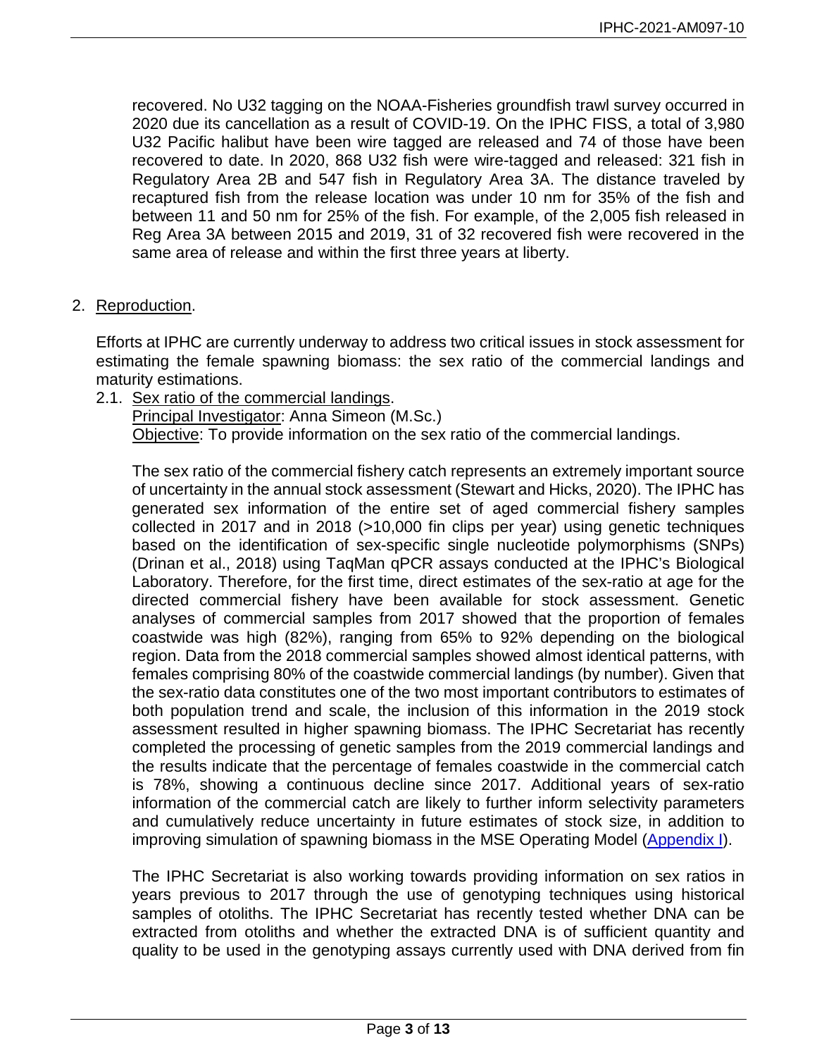recovered. No U32 tagging on the NOAA-Fisheries groundfish trawl survey occurred in 2020 due its cancellation as a result of COVID-19. On the IPHC FISS, a total of 3,980 U32 Pacific halibut have been wire tagged are released and 74 of those have been recovered to date. In 2020, 868 U32 fish were wire-tagged and released: 321 fish in Regulatory Area 2B and 547 fish in Regulatory Area 3A. The distance traveled by recaptured fish from the release location was under 10 nm for 35% of the fish and between 11 and 50 nm for 25% of the fish. For example, of the 2,005 fish released in Reg Area 3A between 2015 and 2019, 31 of 32 recovered fish were recovered in the same area of release and within the first three years at liberty.

2. Reproduction.

Efforts at IPHC are currently underway to address two critical issues in stock assessment for estimating the female spawning biomass: the sex ratio of the commercial landings and maturity estimations.

2.1. Sex ratio of the commercial landings.
Principal Investigator: Anna Simeon (M.Sc.)
Objective: To provide information on the sex ratio of the commercial landings.

The sex ratio of the commercial fishery catch represents an extremely important source of uncertainty in the annual stock assessment (Stewart and Hicks, 2020). The IPHC has generated sex information of the entire set of aged commercial fishery samples collected in 2017 and in 2018 (>10,000 fin clips per year) using genetic techniques based on the identification of sex-specific single nucleotide polymorphisms (SNPs) (Drinan et al., 2018) using TaqMan qPCR assays conducted at the IPHC's Biological Laboratory. Therefore, for the first time, direct estimates of the sex-ratio at age for the directed commercial fishery have been available for stock assessment. Genetic analyses of commercial samples from 2017 showed that the proportion of females coastwide was high (82%), ranging from 65% to 92% depending on the biological region. Data from the 2018 commercial samples showed almost identical patterns, with females comprising 80% of the coastwide commercial landings (by number). Given that the sex-ratio data constitutes one of the two most important contributors to estimates of both population trend and scale, the inclusion of this information in the 2019 stock assessment resulted in higher spawning biomass. The IPHC Secretariat has recently completed the processing of genetic samples from the 2019 commercial landings and the results indicate that the percentage of females coastwide in the commercial catch is 78%, showing a continuous decline since 2017. Additional years of sex-ratio information of the commercial catch are likely to further inform selectivity parameters and cumulatively reduce uncertainty in future estimates of stock size, in addition to improving simulation of spawning biomass in the MSE Operating Model (Appendix I).

The IPHC Secretariat is also working towards providing information on sex ratios in years previous to 2017 through the use of genotyping techniques using historical samples of otoliths. The IPHC Secretariat has recently tested whether DNA can be extracted from otoliths and whether the extracted DNA is of sufficient quantity and quality to be used in the genotyping assays currently used with DNA derived from fin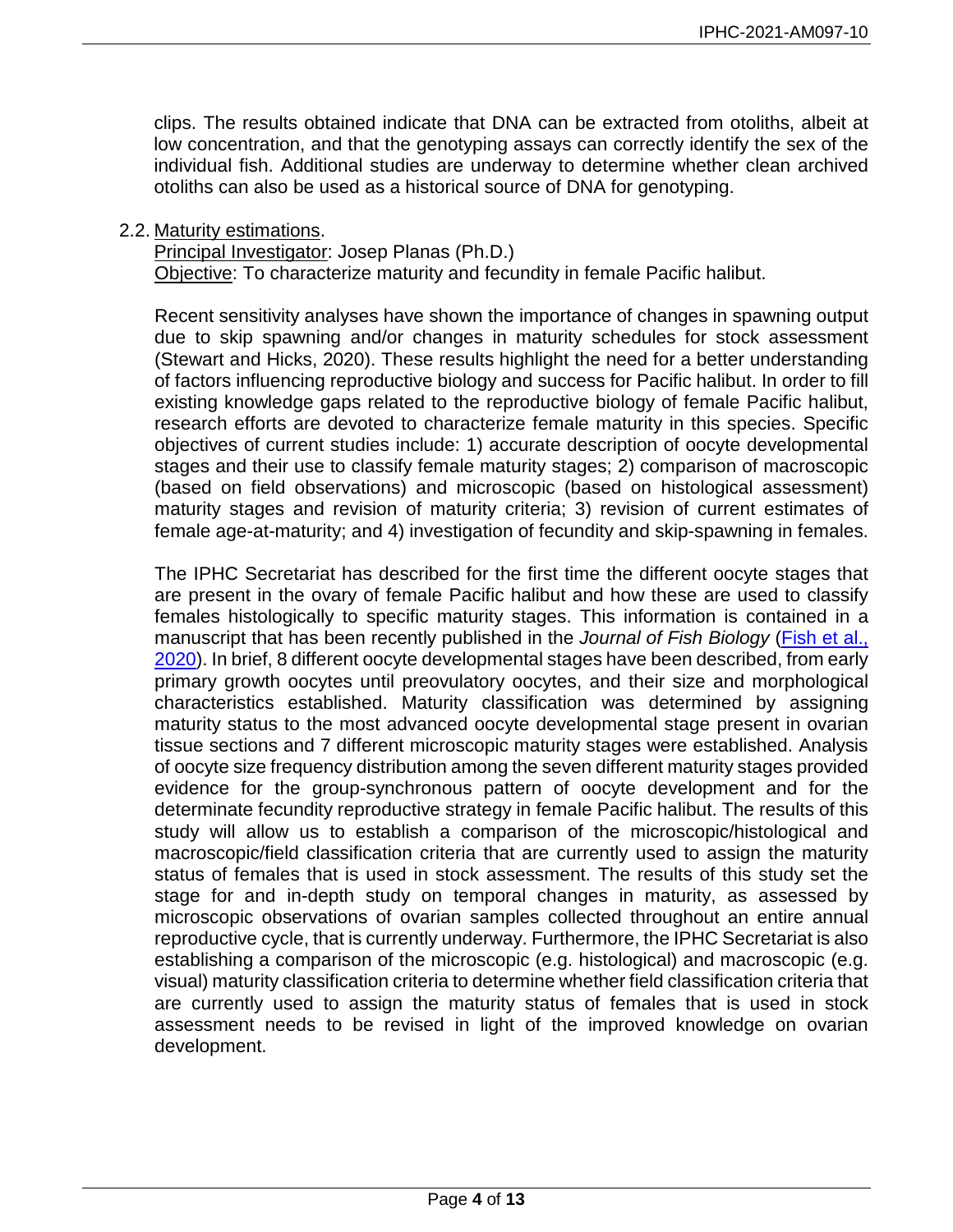clips. The results obtained indicate that DNA can be extracted from otoliths, albeit at low concentration, and that the genotyping assays can correctly identify the sex of the individual fish. Additional studies are underway to determine whether clean archived otoliths can also be used as a historical source of DNA for genotyping.

2.2. Maturity estimations.

Principal Investigator: Josep Planas (Ph.D.)

Objective: To characterize maturity and fecundity in female Pacific halibut.

Recent sensitivity analyses have shown the importance of changes in spawning output due to skip spawning and/or changes in maturity schedules for stock assessment (Stewart and Hicks, 2020). These results highlight the need for a better understanding of factors influencing reproductive biology and success for Pacific halibut. In order to fill existing knowledge gaps related to the reproductive biology of female Pacific halibut, research efforts are devoted to characterize female maturity in this species. Specific objectives of current studies include: 1) accurate description of oocyte developmental stages and their use to classify female maturity stages; 2) comparison of macroscopic (based on field observations) and microscopic (based on histological assessment) maturity stages and revision of maturity criteria; 3) revision of current estimates of female age-at-maturity; and 4) investigation of fecundity and skip-spawning in females.

The IPHC Secretariat has described for the first time the different oocyte stages that are present in the ovary of female Pacific halibut and how these are used to classify females histologically to specific maturity stages. This information is contained in a manuscript that has been recently published in the *Journal of Fish Biology* (Fish et al., 2020). In brief, 8 different oocyte developmental stages have been described, from early primary growth oocytes until preovulatory oocytes, and their size and morphological characteristics established. Maturity classification was determined by assigning maturity status to the most advanced oocyte developmental stage present in ovarian tissue sections and 7 different microscopic maturity stages were established. Analysis of oocyte size frequency distribution among the seven different maturity stages provided evidence for the group-synchronous pattern of oocyte development and for the determinate fecundity reproductive strategy in female Pacific halibut. The results of this study will allow us to establish a comparison of the microscopic/histological and macroscopic/field classification criteria that are currently used to assign the maturity status of females that is used in stock assessment. The results of this study set the stage for and in-depth study on temporal changes in maturity, as assessed by microscopic observations of ovarian samples collected throughout an entire annual reproductive cycle, that is currently underway. Furthermore, the IPHC Secretariat is also establishing a comparison of the microscopic (e.g. histological) and macroscopic (e.g. visual) maturity classification criteria to determine whether field classification criteria that are currently used to assign the maturity status of females that is used in stock assessment needs to be revised in light of the improved knowledge on ovarian development.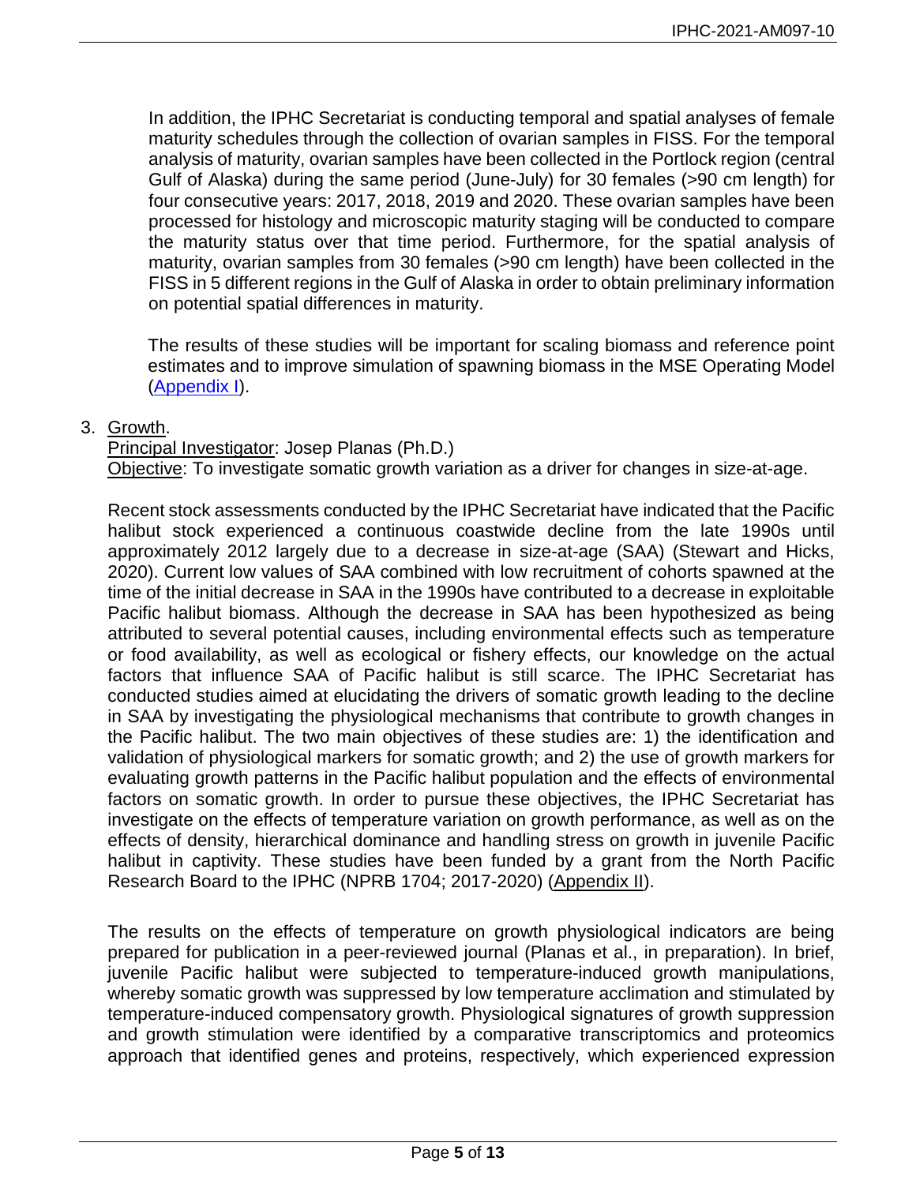In addition, the IPHC Secretariat is conducting temporal and spatial analyses of female maturity schedules through the collection of ovarian samples in FISS. For the temporal analysis of maturity, ovarian samples have been collected in the Portlock region (central Gulf of Alaska) during the same period (June-July) for 30 females (>90 cm length) for four consecutive years: 2017, 2018, 2019 and 2020. These ovarian samples have been processed for histology and microscopic maturity staging will be conducted to compare the maturity status over that time period. Furthermore, for the spatial analysis of maturity, ovarian samples from 30 females (>90 cm length) have been collected in the FISS in 5 different regions in the Gulf of Alaska in order to obtain preliminary information on potential spatial differences in maturity.

The results of these studies will be important for scaling biomass and reference point estimates and to improve simulation of spawning biomass in the MSE Operating Model (Appendix I).

3. Growth.

   Principal Investigator: Josep Planas (Ph.D.)

   Objective: To investigate somatic growth variation as a driver for changes in size-at-age.

   Recent stock assessments conducted by the IPHC Secretariat have indicated that the Pacific halibut stock experienced a continuous coastwide decline from the late 1990s until approximately 2012 largely due to a decrease in size-at-age (SAA) (Stewart and Hicks, 2020). Current low values of SAA combined with low recruitment of cohorts spawned at the time of the initial decrease in SAA in the 1990s have contributed to a decrease in exploitable Pacific halibut biomass. Although the decrease in SAA has been hypothesized as being attributed to several potential causes, including environmental effects such as temperature or food availability, as well as ecological or fishery effects, our knowledge on the actual factors that influence SAA of Pacific halibut is still scarce. The IPHC Secretariat has conducted studies aimed at elucidating the drivers of somatic growth leading to the decline in SAA by investigating the physiological mechanisms that contribute to growth changes in the Pacific halibut. The two main objectives of these studies are: 1) the identification and validation of physiological markers for somatic growth; and 2) the use of growth markers for evaluating growth patterns in the Pacific halibut population and the effects of environmental factors on somatic growth. In order to pursue these objectives, the IPHC Secretariat has investigate on the effects of temperature variation on growth performance, as well as on the effects of density, hierarchical dominance and handling stress on growth in juvenile Pacific halibut in captivity. These studies have been funded by a grant from the North Pacific Research Board to the IPHC (NPRB 1704; 2017-2020) (Appendix II).

   The results on the effects of temperature on growth physiological indicators are being prepared for publication in a peer-reviewed journal (Planas et al., in preparation). In brief, juvenile Pacific halibut were subjected to temperature-induced growth manipulations, whereby somatic growth was suppressed by low temperature acclimation and stimulated by temperature-induced compensatory growth. Physiological signatures of growth suppression and growth stimulation were identified by a comparative transcriptomics and proteomics approach that identified genes and proteins, respectively, which experienced expression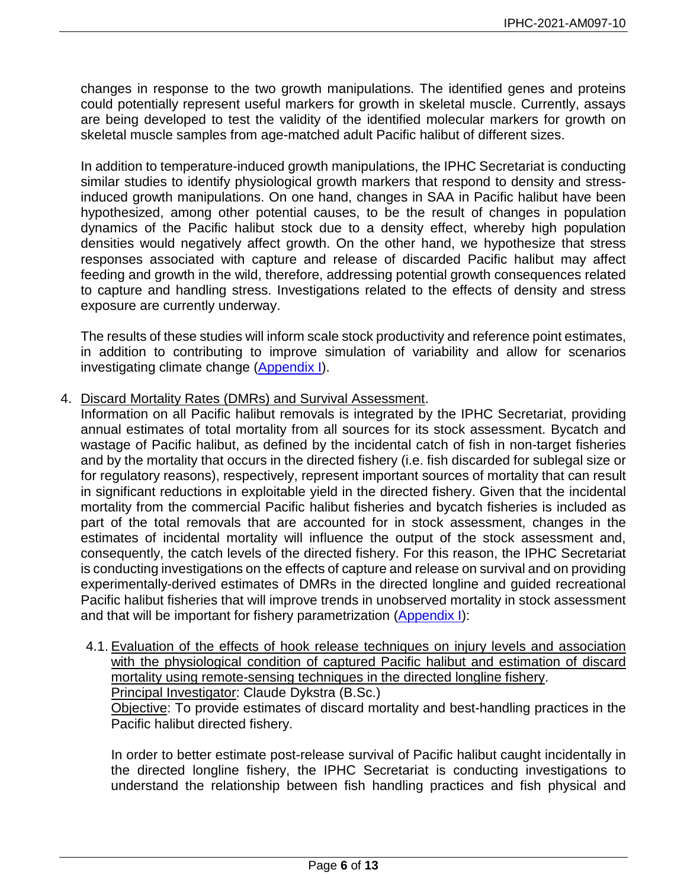changes in response to the two growth manipulations. The identified genes and proteins could potentially represent useful markers for growth in skeletal muscle. Currently, assays are being developed to test the validity of the identified molecular markers for growth on skeletal muscle samples from age-matched adult Pacific halibut of different sizes.

In addition to temperature-induced growth manipulations, the IPHC Secretariat is conducting similar studies to identify physiological growth markers that respond to density and stress-induced growth manipulations. On one hand, changes in SAA in Pacific halibut have been hypothesized, among other potential causes, to be the result of changes in population dynamics of the Pacific halibut stock due to a density effect, whereby high population densities would negatively affect growth. On the other hand, we hypothesize that stress responses associated with capture and release of discarded Pacific halibut may affect feeding and growth in the wild, therefore, addressing potential growth consequences related to capture and handling stress. Investigations related to the effects of density and stress exposure are currently underway.

The results of these studies will inform scale stock productivity and reference point estimates, in addition to contributing to improve simulation of variability and allow for scenarios investigating climate change (Appendix I).

4. Discard Mortality Rates (DMRs) and Survival Assessment.
   Information on all Pacific halibut removals is integrated by the IPHC Secretariat, providing annual estimates of total mortality from all sources for its stock assessment. Bycatch and wastage of Pacific halibut, as defined by the incidental catch of fish in non-target fisheries and by the mortality that occurs in the directed fishery (i.e. fish discarded for sublegal size or for regulatory reasons), respectively, represent important sources of mortality that can result in significant reductions in exploitable yield in the directed fishery. Given that the incidental mortality from the commercial Pacific halibut fisheries and bycatch fisheries is included as part of the total removals that are accounted for in stock assessment, changes in the estimates of incidental mortality will influence the output of the stock assessment and, consequently, the catch levels of the directed fishery. For this reason, the IPHC Secretariat is conducting investigations on the effects of capture and release on survival and on providing experimentally-derived estimates of DMRs in the directed longline and guided recreational Pacific halibut fisheries that will improve trends in unobserved mortality in stock assessment and that will be important for fishery parametrization (Appendix I):

   4.1. Evaluation of the effects of hook release techniques on injury levels and association with the physiological condition of captured Pacific halibut and estimation of discard mortality using remote-sensing techniques in the directed longline fishery.
   Principal Investigator: Claude Dykstra (B.Sc.)
   Objective: To provide estimates of discard mortality and best-handling practices in the Pacific halibut directed fishery.

   In order to better estimate post-release survival of Pacific halibut caught incidentally in the directed longline fishery, the IPHC Secretariat is conducting investigations to understand the relationship between fish handling practices and fish physical and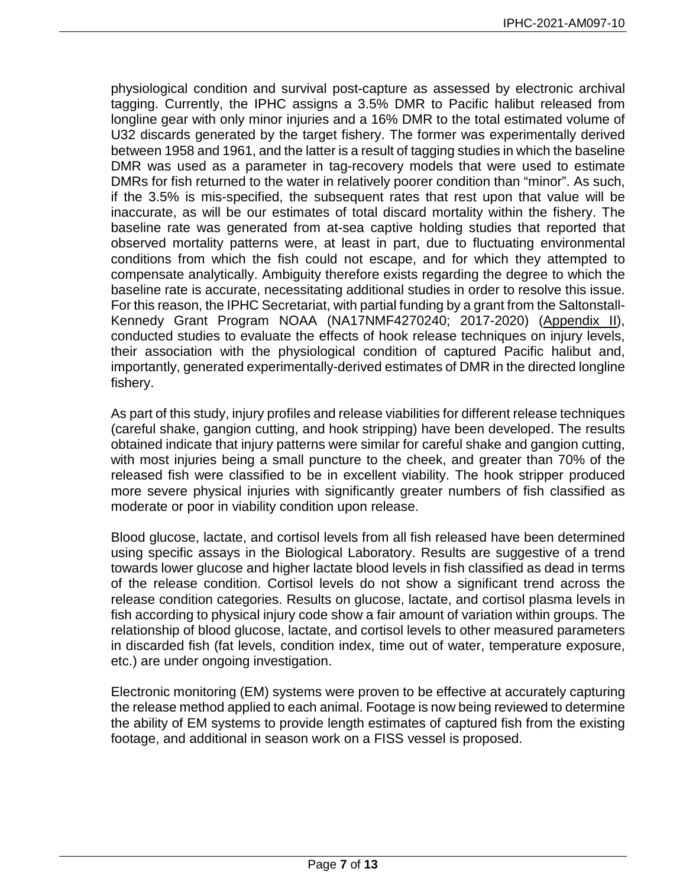physiological condition and survival post-capture as assessed by electronic archival tagging. Currently, the IPHC assigns a 3.5% DMR to Pacific halibut released from longline gear with only minor injuries and a 16% DMR to the total estimated volume of U32 discards generated by the target fishery. The former was experimentally derived between 1958 and 1961, and the latter is a result of tagging studies in which the baseline DMR was used as a parameter in tag-recovery models that were used to estimate DMRs for fish returned to the water in relatively poorer condition than "minor". As such, if the 3.5% is mis-specified, the subsequent rates that rest upon that value will be inaccurate, as will be our estimates of total discard mortality within the fishery. The baseline rate was generated from at-sea captive holding studies that reported that observed mortality patterns were, at least in part, due to fluctuating environmental conditions from which the fish could not escape, and for which they attempted to compensate analytically. Ambiguity therefore exists regarding the degree to which the baseline rate is accurate, necessitating additional studies in order to resolve this issue. For this reason, the IPHC Secretariat, with partial funding by a grant from the Saltonstall-Kennedy Grant Program NOAA (NA17NMF4270240; 2017-2020) (Appendix II), conducted studies to evaluate the effects of hook release techniques on injury levels, their association with the physiological condition of captured Pacific halibut and, importantly, generated experimentally-derived estimates of DMR in the directed longline fishery.

As part of this study, injury profiles and release viabilities for different release techniques (careful shake, gangion cutting, and hook stripping) have been developed. The results obtained indicate that injury patterns were similar for careful shake and gangion cutting, with most injuries being a small puncture to the cheek, and greater than 70% of the released fish were classified to be in excellent viability. The hook stripper produced more severe physical injuries with significantly greater numbers of fish classified as moderate or poor in viability condition upon release.

Blood glucose, lactate, and cortisol levels from all fish released have been determined using specific assays in the Biological Laboratory. Results are suggestive of a trend towards lower glucose and higher lactate blood levels in fish classified as dead in terms of the release condition. Cortisol levels do not show a significant trend across the release condition categories. Results on glucose, lactate, and cortisol plasma levels in fish according to physical injury code show a fair amount of variation within groups. The relationship of blood glucose, lactate, and cortisol levels to other measured parameters in discarded fish (fat levels, condition index, time out of water, temperature exposure, etc.) are under ongoing investigation.

Electronic monitoring (EM) systems were proven to be effective at accurately capturing the release method applied to each animal. Footage is now being reviewed to determine the ability of EM systems to provide length estimates of captured fish from the existing footage, and additional in season work on a FISS vessel is proposed.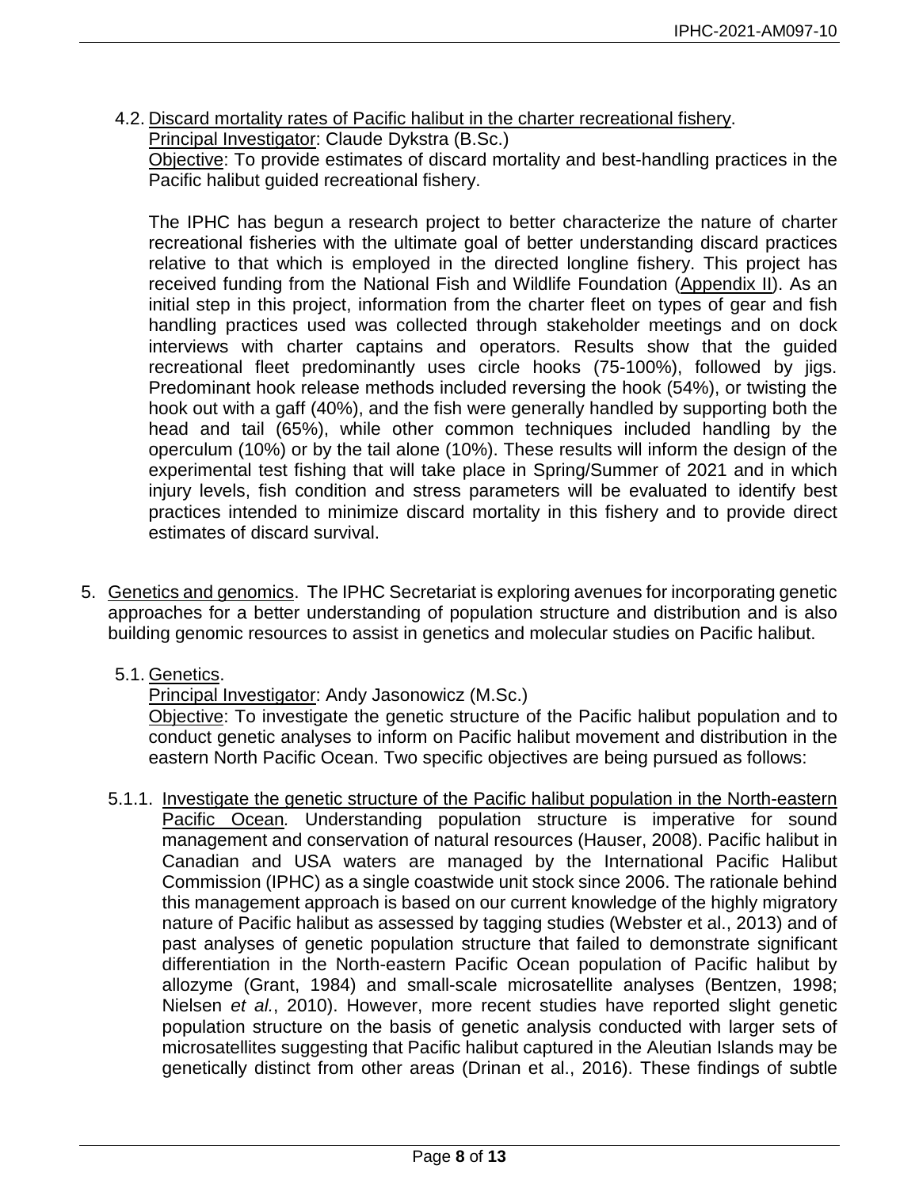4.2. Discard mortality rates of Pacific halibut in the charter recreational fishery.

Principal Investigator: Claude Dykstra (B.Sc.)

Objective: To provide estimates of discard mortality and best-handling practices in the Pacific halibut guided recreational fishery.

The IPHC has begun a research project to better characterize the nature of charter recreational fisheries with the ultimate goal of better understanding discard practices relative to that which is employed in the directed longline fishery. This project has received funding from the National Fish and Wildlife Foundation (Appendix II). As an initial step in this project, information from the charter fleet on types of gear and fish handling practices used was collected through stakeholder meetings and on dock interviews with charter captains and operators. Results show that the guided recreational fleet predominantly uses circle hooks (75-100%), followed by jigs. Predominant hook release methods included reversing the hook (54%), or twisting the hook out with a gaff (40%), and the fish were generally handled by supporting both the head and tail (65%), while other common techniques included handling by the operculum (10%) or by the tail alone (10%). These results will inform the design of the experimental test fishing that will take place in Spring/Summer of 2021 and in which injury levels, fish condition and stress parameters will be evaluated to identify best practices intended to minimize discard mortality in this fishery and to provide direct estimates of discard survival.

5. Genetics and genomics. The IPHC Secretariat is exploring avenues for incorporating genetic approaches for a better understanding of population structure and distribution and is also building genomic resources to assist in genetics and molecular studies on Pacific halibut.

5.1. Genetics.

Principal Investigator: Andy Jasonowicz (M.Sc.)

Objective: To investigate the genetic structure of the Pacific halibut population and to conduct genetic analyses to inform on Pacific halibut movement and distribution in the eastern North Pacific Ocean. Two specific objectives are being pursued as follows:

5.1.1. Investigate the genetic structure of the Pacific halibut population in the North-eastern Pacific Ocean. Understanding population structure is imperative for sound management and conservation of natural resources (Hauser, 2008). Pacific halibut in Canadian and USA waters are managed by the International Pacific Halibut Commission (IPHC) as a single coastwide unit stock since 2006. The rationale behind this management approach is based on our current knowledge of the highly migratory nature of Pacific halibut as assessed by tagging studies (Webster et al., 2013) and of past analyses of genetic population structure that failed to demonstrate significant differentiation in the North-eastern Pacific Ocean population of Pacific halibut by allozyme (Grant, 1984) and small-scale microsatellite analyses (Bentzen, 1998; Nielsen *et al.*, 2010). However, more recent studies have reported slight genetic population structure on the basis of genetic analysis conducted with larger sets of microsatellites suggesting that Pacific halibut captured in the Aleutian Islands may be genetically distinct from other areas (Drinan et al., 2016). These findings of subtle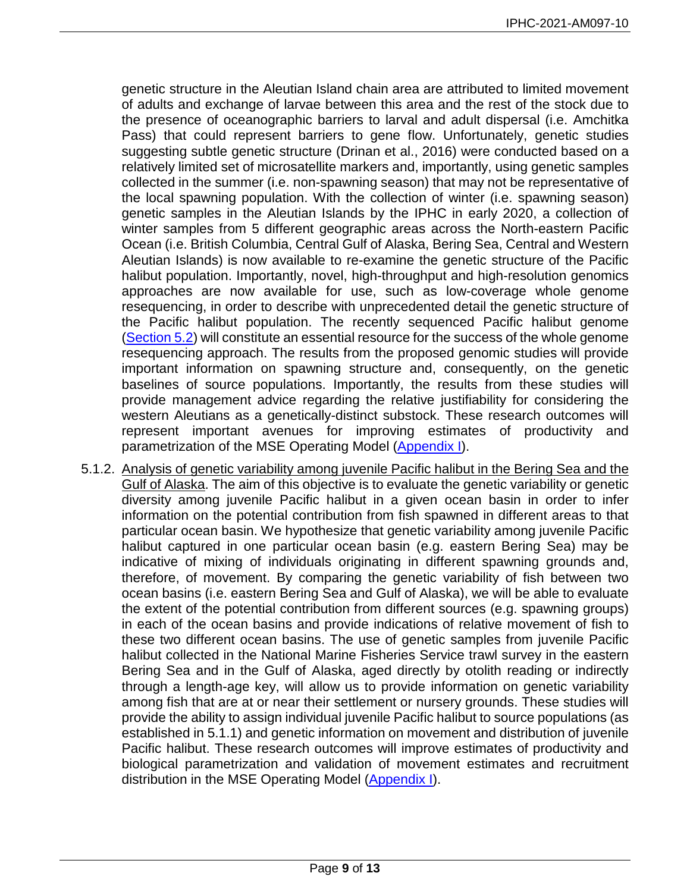genetic structure in the Aleutian Island chain area are attributed to limited movement of adults and exchange of larvae between this area and the rest of the stock due to the presence of oceanographic barriers to larval and adult dispersal (i.e. Amchitka Pass) that could represent barriers to gene flow. Unfortunately, genetic studies suggesting subtle genetic structure (Drinan et al., 2016) were conducted based on a relatively limited set of microsatellite markers and, importantly, using genetic samples collected in the summer (i.e. non-spawning season) that may not be representative of the local spawning population. With the collection of winter (i.e. spawning season) genetic samples in the Aleutian Islands by the IPHC in early 2020, a collection of winter samples from 5 different geographic areas across the North-eastern Pacific Ocean (i.e. British Columbia, Central Gulf of Alaska, Bering Sea, Central and Western Aleutian Islands) is now available to re-examine the genetic structure of the Pacific halibut population. Importantly, novel, high-throughput and high-resolution genomics approaches are now available for use, such as low-coverage whole genome resequencing, in order to describe with unprecedented detail the genetic structure of the Pacific halibut population. The recently sequenced Pacific halibut genome (Section 5.2) will constitute an essential resource for the success of the whole genome resequencing approach. The results from the proposed genomic studies will provide important information on spawning structure and, consequently, on the genetic baselines of source populations. Importantly, the results from these studies will provide management advice regarding the relative justifiability for considering the western Aleutians as a genetically-distinct substock. These research outcomes will represent important avenues for improving estimates of productivity and parametrization of the MSE Operating Model (Appendix I).

5.1.2. Analysis of genetic variability among juvenile Pacific halibut in the Bering Sea and the Gulf of Alaska. The aim of this objective is to evaluate the genetic variability or genetic diversity among juvenile Pacific halibut in a given ocean basin in order to infer information on the potential contribution from fish spawned in different areas to that particular ocean basin. We hypothesize that genetic variability among juvenile Pacific halibut captured in one particular ocean basin (e.g. eastern Bering Sea) may be indicative of mixing of individuals originating in different spawning grounds and, therefore, of movement. By comparing the genetic variability of fish between two ocean basins (i.e. eastern Bering Sea and Gulf of Alaska), we will be able to evaluate the extent of the potential contribution from different sources (e.g. spawning groups) in each of the ocean basins and provide indications of relative movement of fish to these two different ocean basins. The use of genetic samples from juvenile Pacific halibut collected in the National Marine Fisheries Service trawl survey in the eastern Bering Sea and in the Gulf of Alaska, aged directly by otolith reading or indirectly through a length-age key, will allow us to provide information on genetic variability among fish that are at or near their settlement or nursery grounds. These studies will provide the ability to assign individual juvenile Pacific halibut to source populations (as established in 5.1.1) and genetic information on movement and distribution of juvenile Pacific halibut. These research outcomes will improve estimates of productivity and biological parametrization and validation of movement estimates and recruitment distribution in the MSE Operating Model (Appendix I).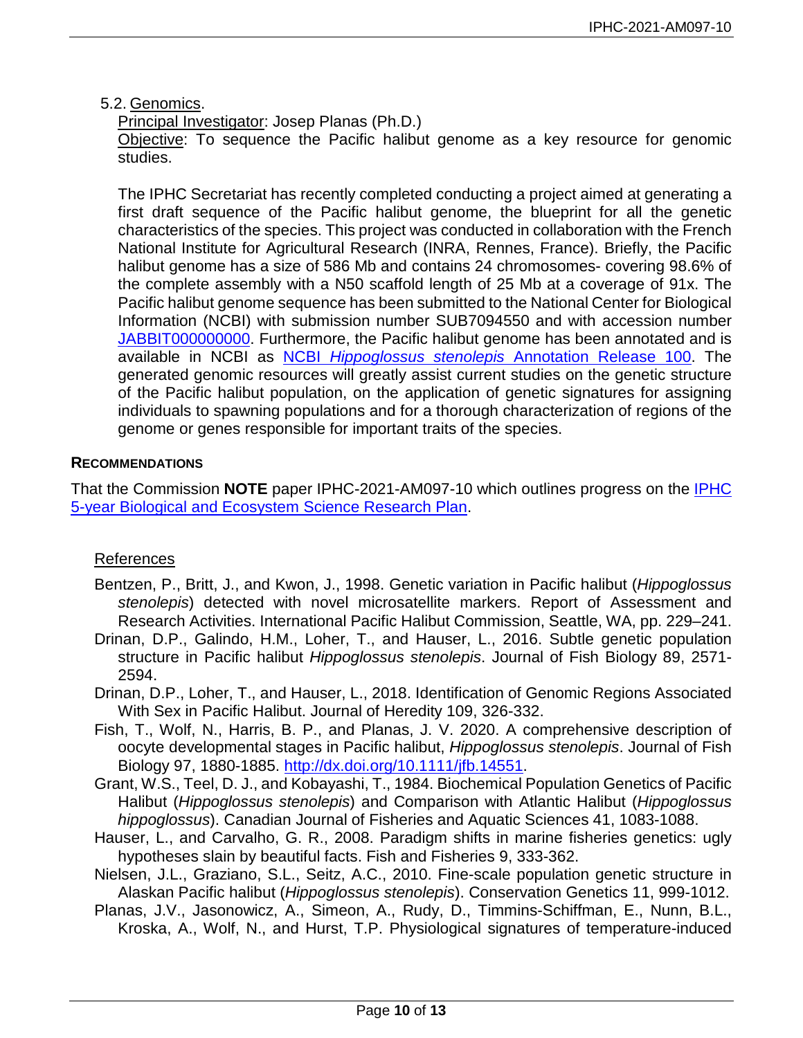5.2. Genomics.

Principal Investigator: Josep Planas (Ph.D.)

Objective: To sequence the Pacific halibut genome as a key resource for genomic studies.

The IPHC Secretariat has recently completed conducting a project aimed at generating a first draft sequence of the Pacific halibut genome, the blueprint for all the genetic characteristics of the species. This project was conducted in collaboration with the French National Institute for Agricultural Research (INRA, Rennes, France). Briefly, the Pacific halibut genome has a size of 586 Mb and contains 24 chromosomes- covering 98.6% of the complete assembly with a N50 scaffold length of 25 Mb at a coverage of 91x. The Pacific halibut genome sequence has been submitted to the National Center for Biological Information (NCBI) with submission number SUB7094550 and with accession number JABBIT000000000. Furthermore, the Pacific halibut genome has been annotated and is available in NCBI as NCBI *Hippoglossus stenolepis* Annotation Release 100. The generated genomic resources will greatly assist current studies on the genetic structure of the Pacific halibut population, on the application of genetic signatures for assigning individuals to spawning populations and for a thorough characterization of regions of the genome or genes responsible for important traits of the species.

## RECOMMENDATIONS

That the Commission **NOTE** paper IPHC-2021-AM097-10 which outlines progress on the IPHC 5-year Biological and Ecosystem Science Research Plan.

## References

- Bentzen, P., Britt, J., and Kwon, J., 1998. Genetic variation in Pacific halibut (*Hippoglossus stenolepis*) detected with novel microsatellite markers. Report of Assessment and Research Activities. International Pacific Halibut Commission, Seattle, WA, pp. 229–241.
- Drinan, D.P., Galindo, H.M., Loher, T., and Hauser, L., 2016. Subtle genetic population structure in Pacific halibut *Hippoglossus stenolepis*. Journal of Fish Biology 89, 2571-2594.
- Drinan, D.P., Loher, T., and Hauser, L., 2018. Identification of Genomic Regions Associated With Sex in Pacific Halibut. Journal of Heredity 109, 326-332.
- Fish, T., Wolf, N., Harris, B. P., and Planas, J. V. 2020. A comprehensive description of oocyte developmental stages in Pacific halibut, *Hippoglossus stenolepis*. Journal of Fish Biology 97, 1880-1885. http://dx.doi.org/10.1111/jfb.14551.
- Grant, W.S., Teel, D. J., and Kobayashi, T., 1984. Biochemical Population Genetics of Pacific Halibut (*Hippoglossus stenolepis*) and Comparison with Atlantic Halibut (*Hippoglossus hippoglossus*). Canadian Journal of Fisheries and Aquatic Sciences 41, 1083-1088.
- Hauser, L., and Carvalho, G. R., 2008. Paradigm shifts in marine fisheries genetics: ugly hypotheses slain by beautiful facts. Fish and Fisheries 9, 333-362.
- Nielsen, J.L., Graziano, S.L., Seitz, A.C., 2010. Fine-scale population genetic structure in Alaskan Pacific halibut (*Hippoglossus stenolepis*). Conservation Genetics 11, 999-1012.
- Planas, J.V., Jasonowicz, A., Simeon, A., Rudy, D., Timmins-Schiffman, E., Nunn, B.L., Kroska, A., Wolf, N., and Hurst, T.P. Physiological signatures of temperature-induced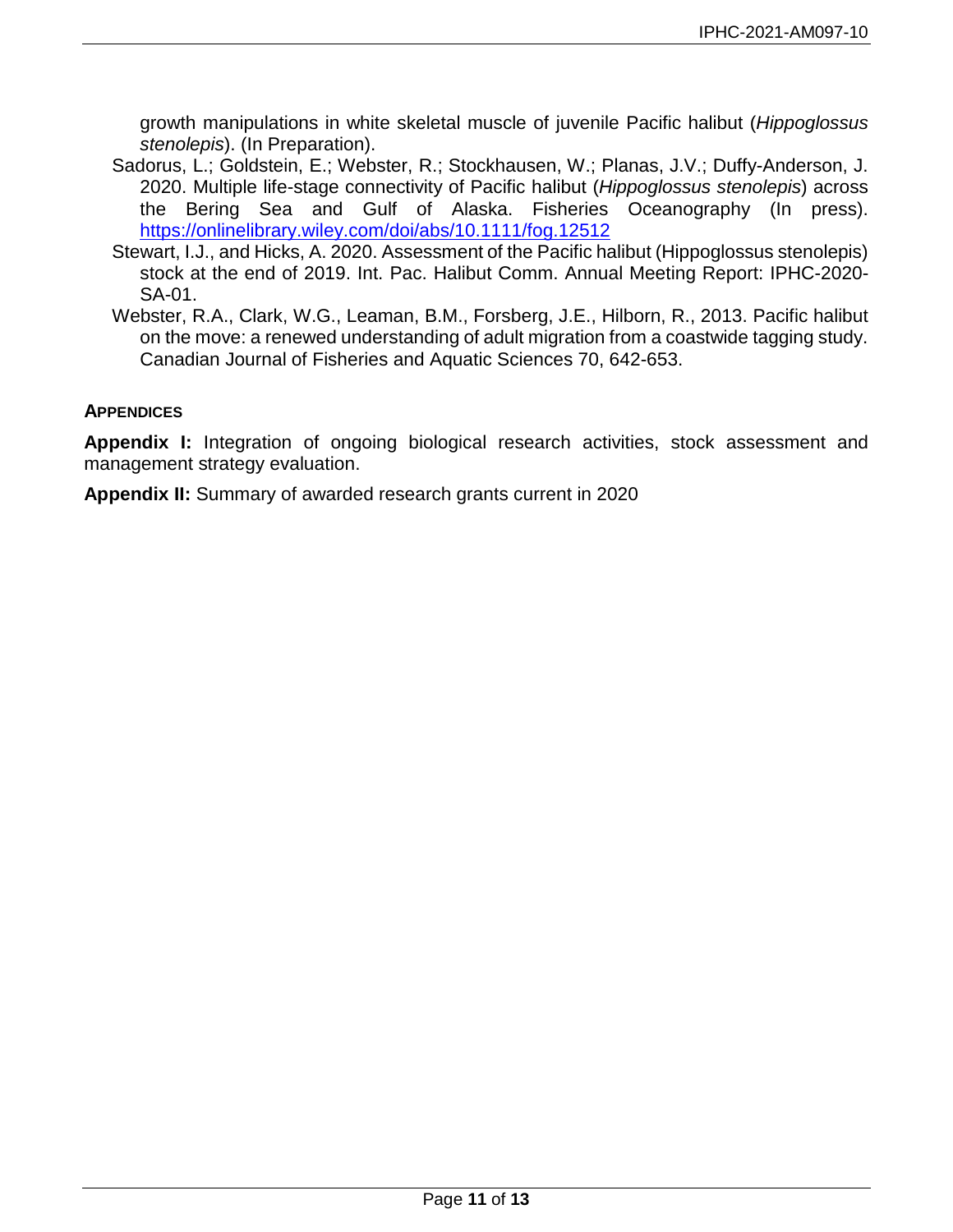growth manipulations in white skeletal muscle of juvenile Pacific halibut (*Hippoglossus stenolepis*). (In Preparation).

Sadorus, L.; Goldstein, E.; Webster, R.; Stockhausen, W.; Planas, J.V.; Duffy-Anderson, J. 2020. Multiple life-stage connectivity of Pacific halibut (*Hippoglossus stenolepis*) across the Bering Sea and Gulf of Alaska. Fisheries Oceanography (In press). https://onlinelibrary.wiley.com/doi/abs/10.1111/fog.12512

Stewart, I.J., and Hicks, A. 2020. Assessment of the Pacific halibut (Hippoglossus stenolepis) stock at the end of 2019. Int. Pac. Halibut Comm. Annual Meeting Report: IPHC-2020-SA-01.

Webster, R.A., Clark, W.G., Leaman, B.M., Forsberg, J.E., Hilborn, R., 2013. Pacific halibut on the move: a renewed understanding of adult migration from a coastwide tagging study. Canadian Journal of Fisheries and Aquatic Sciences 70, 642-653.

**APPENDICES**

**Appendix I:** Integration of ongoing biological research activities, stock assessment and management strategy evaluation.

**Appendix II:** Summary of awarded research grants current in 2020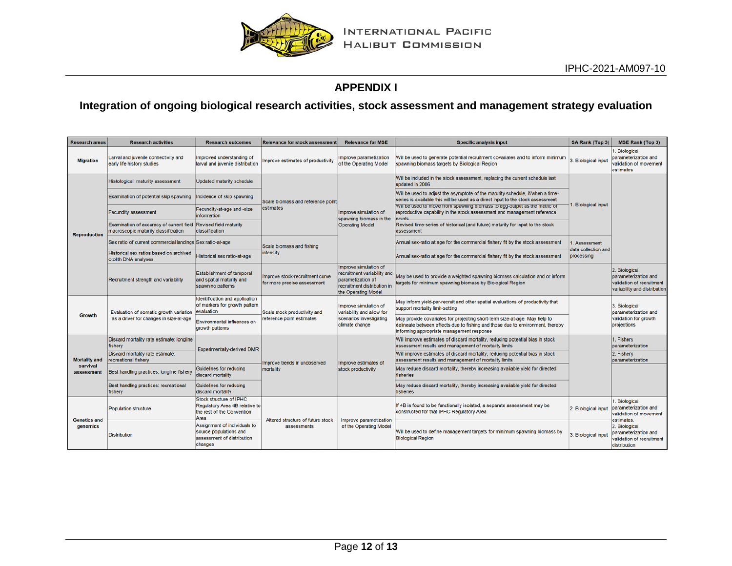## APPENDIX I

### Integration of ongoing biological research activities, stock assessment and management strategy evaluation

| Research areas | Research activities | Research outcomes | Relevance for stock assessment | Relevance for MSE | Specific analysis input | SA Rank (Top 3) | MSE Rank (Top 3) |
|---|---|---|---|---|---|---|---|
| Migration | Larval and juvenile connectivity and early life history studies | Improved understanding of larval and juvenile distribution | Improve estimates of productivity | Improve parametrization of the Operating Model | Will be used to generate potential recruitment covariates and to inform minimum spawning biomass targets by Biological Region | 3. Biological input | 1. Biological parameterization and validation of movement estimates |
| Reproduction | Histological maturity assessment | Updated maturity schedule | Scale biomass and reference point estimates | Improve simulation of spawning biomass in the Operating Model | Will be included in the stock assessment, replacing the current schedule last updated in 2006 | 1. Biological input | |
| | Examination of potential skip spawning | Incidence of skip spawning | | | Will be used to adjust the asymptote of the maturity schedule, if/when a time-series is available this will be used as a direct input to the stock assessment | | |
| | Fecundity assessment | Fecundity-at-age and -size information | | | Will be used to move from spawning biomass to egg-output as the metric of reproductive capability in the stock assessment and management reference points | | |
| | Examination of accuracy of current field macroscopic maturity classification | Revised field maturity classification | | | Revised time-series of historical (and future) maturity for input to the stock assessment | | |
| | Sex ratio of current commercial landings | Sex ratio-at-age | Scale biomass and fishing intensity | | Annual sex-ratio at age for the commercial fishery fit by the stock assessment | 1. Assessment data collection and processing | |
| | Historical sex ratios based on archived otolith DNA analyses | Historical sex ratio-at-age | | | Annual sex-ratio at age for the commercial fishery fit by the stock assessment | | |
| | Recruitment strength and variability | Establishment of temporal and spatial maturity and spawning patterns | Improve stock-recruitment curve for more precise assessment | Improve simulation of recruitment variability and parametrization of recruitment distribution in the Operating Model | May be used to provide a weighted spawning biomass calculation and or inform targets for minimum spawning biomass by Biological Region | | 2. Biological parameterization and validation of recruitment variability and distribution |
| Growth | Evaluation of somatic growth variation as a driver for changes in size-at-age | Identification and application of markers for growth pattern evaluation | Scale stock productivity and reference point estimates | Improve simulation of variability and allow for scenarios investigating climate change | May inform yield-per-recruit and other spatial evaluations of productivity that support mortality limit-setting | | 3. Biological parameterization and validation for growth projections |
| | | Environmental influences on growth patterns | | | May provide covariates for projecting short-term size-at-age. May help to delineate between effects due to fishing and those due to environment, thereby informing appropriate management response | | |
| Mortality and survival assessment | Discard mortality rate estimate: longline fishery | Experimentally-derived DMR | Improve trends in unobserved mortality | Improve estimates of stock productivity | Will improve estimates of discard mortality, reducing potential bias in stock assessment results and management of mortality limits | | 1. Fishery parameterization |
| | Discard mortality rate estimate: recreational fishery | | | | Will improve estimates of discard mortality, reducing potential bias in stock assessment results and management of mortality limits | | 2. Fishery parameterization |
| | Best handling practices: longline fishery | Guidelines for reducing discard mortality | | | May reduce discard mortality, thereby increasing available yield for directed fisheries | | |
| | Best handling practices: recreational fishery | Guidelines for reducing discard mortality | | | May reduce discard mortality, thereby increasing available yield for directed fisheries | | |
| Genetics and genomics | Population structure | Stock structure of IPHC Regulatory Area 4B relative to the rest of the Convention Area | Altered structure of future stock assessments | Improve parametization of the Operating Model | If 4B is found to be functionally isolated, a separate assessment may be constructed for that IPHC Regulatory Area | 2. Biological input | 1. Biological parameterization and validation of movement estimates. |
| | Distribution | Assignment of individuals to source populations and assessment of distribution changes | | | Will be used to define management targets for minimum spawning biomass by Biological Region | 3. Biological input | 2. Biological parameterization and validation of recruitment distribution |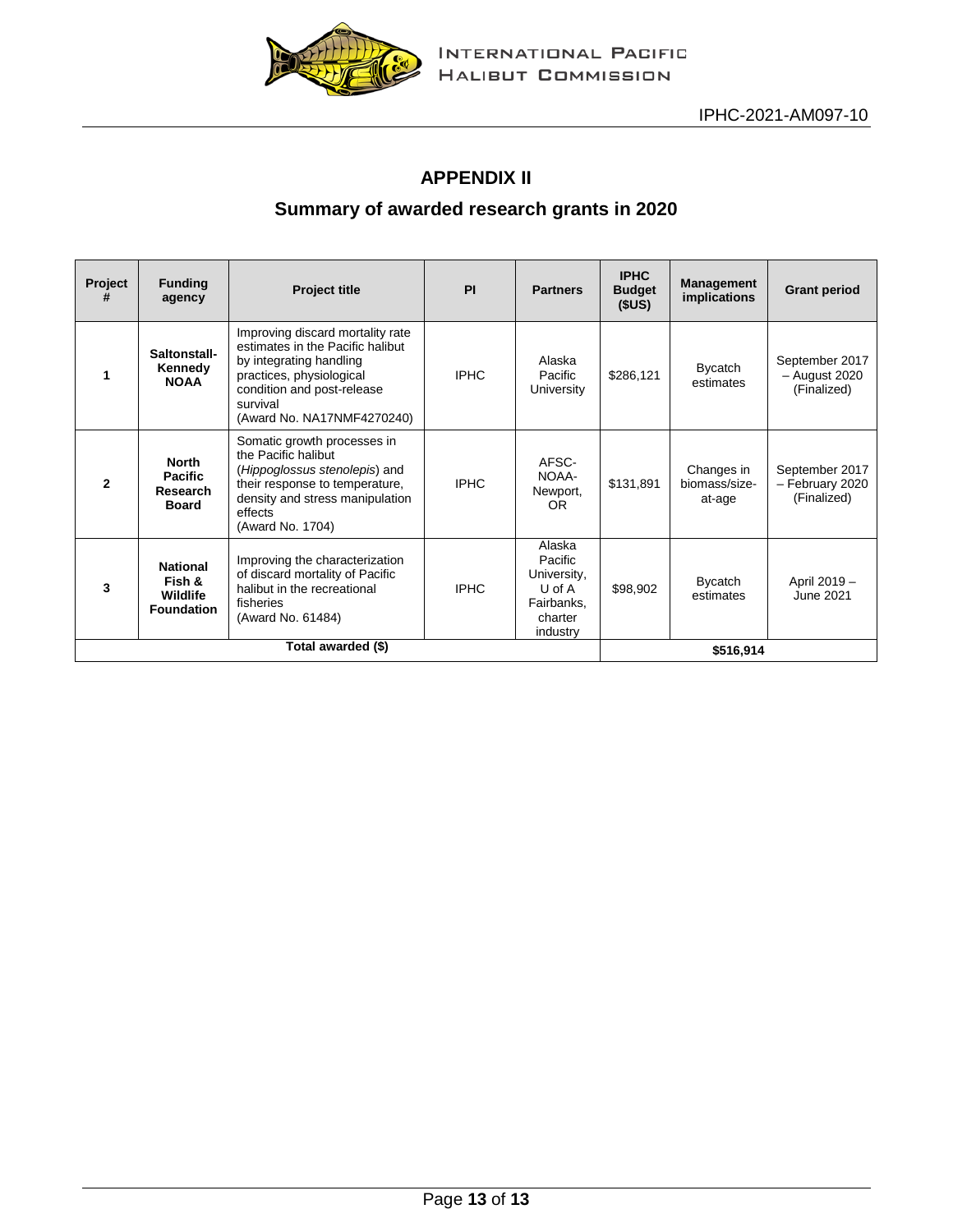## APPENDIX II

## Summary of awarded research grants in 2020

| Project # | Funding agency | Project title | PI | Partners | IPHC Budget ($US) | Management implications | Grant period |
|---|---|---|---|---|---|---|---|
| 1 | **Saltonstall-Kennedy NOAA** | Improving discard mortality rate estimates in the Pacific halibut by integrating handling practices, physiological condition and post-release survival (Award No. NA17NMF4270240) | IPHC | Alaska Pacific University | $286,121 | Bycatch estimates | September 2017 – August 2020 (Finalized) |
| 2 | **North Pacific Research Board** | Somatic growth processes in the Pacific halibut (*Hippoglossus stenolepis*) and their response to temperature, density and stress manipulation effects (Award No. 1704) | IPHC | AFSC-NOAA-Newport, OR | $131,891 | Changes in biomass/size-at-age | September 2017 – February 2020 (Finalized) |
| 3 | **National Fish & Wildlife Foundation** | Improving the characterization of discard mortality of Pacific halibut in the recreational fisheries (Award No. 61484) | IPHC | Alaska Pacific University, U of A Fairbanks, charter industry | $98,902 | Bycatch estimates | April 2019 – June 2021 |
| **Total awarded ($)** | | | | | **$516,914** | | |